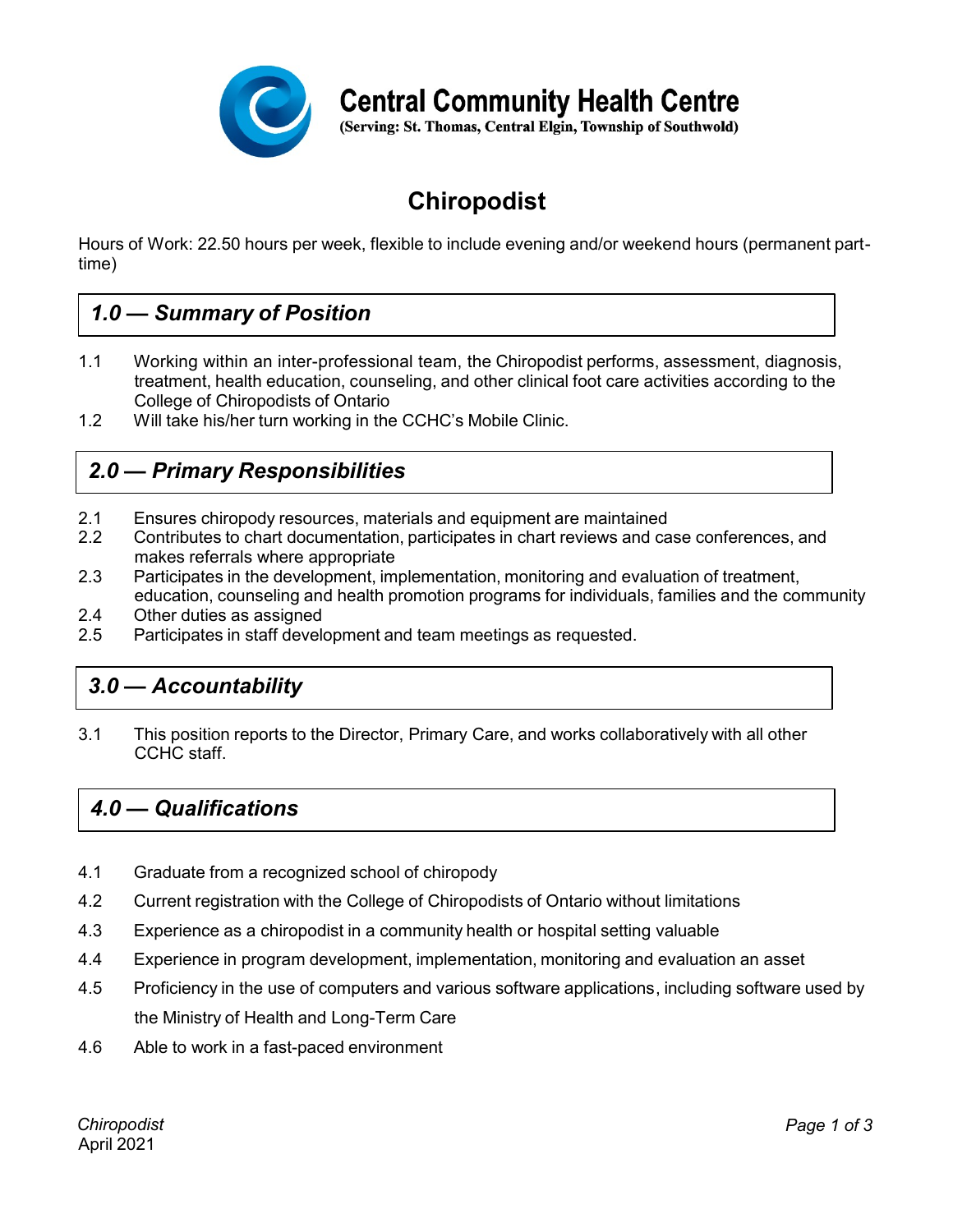**Central Community Health Centre**
**(Serving: St. Thomas, Central Elgin, Township of Southwold)**

# Chiropodist

Hours of Work: 22.50 hours per week, flexible to include evening and/or weekend hours (permanent part-time)

## *1.0 — Summary of Position*

1.1 Working within an inter-professional team, the Chiropodist performs, assessment, diagnosis, treatment, health education, counseling, and other clinical foot care activities according to the College of Chiropodists of Ontario

1.2 Will take his/her turn working in the CCHC's Mobile Clinic.

## *2.0 — Primary Responsibilities*

2.1 Ensures chiropody resources, materials and equipment are maintained

2.2 Contributes to chart documentation, participates in chart reviews and case conferences, and makes referrals where appropriate

2.3 Participates in the development, implementation, monitoring and evaluation of treatment, education, counseling and health promotion programs for individuals, families and the community

2.4 Other duties as assigned

2.5 Participates in staff development and team meetings as requested.

## *3.0 — Accountability*

3.1 This position reports to the Director, Primary Care, and works collaboratively with all other CCHC staff.

## *4.0 — Qualifications*

4.1 Graduate from a recognized school of chiropody

4.2 Current registration with the College of Chiropodists of Ontario without limitations

4.3 Experience as a chiropodist in a community health or hospital setting valuable

4.4 Experience in program development, implementation, monitoring and evaluation an asset

4.5 Proficiency in the use of computers and various software applications, including software used by the Ministry of Health and Long-Term Care

4.6 Able to work in a fast-paced environment

*Chiropodist*
April 2021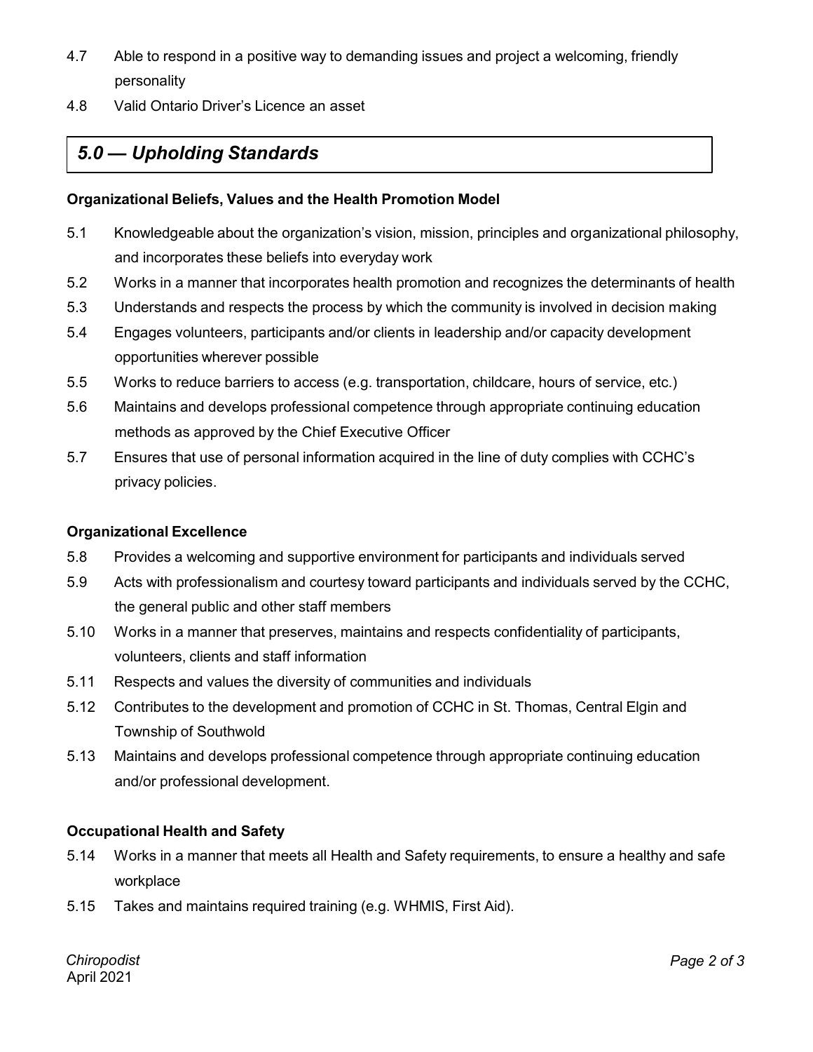4.7 Able to respond in a positive way to demanding issues and project a welcoming, friendly personality

4.8 Valid Ontario Driver's Licence an asset

## *5.0 — Upholding Standards*

**Organizational Beliefs, Values and the Health Promotion Model**

5.1 Knowledgeable about the organization's vision, mission, principles and organizational philosophy, and incorporates these beliefs into everyday work

5.2 Works in a manner that incorporates health promotion and recognizes the determinants of health

5.3 Understands and respects the process by which the community is involved in decision making

5.4 Engages volunteers, participants and/or clients in leadership and/or capacity development opportunities wherever possible

5.5 Works to reduce barriers to access (e.g. transportation, childcare, hours of service, etc.)

5.6 Maintains and develops professional competence through appropriate continuing education methods as approved by the Chief Executive Officer

5.7 Ensures that use of personal information acquired in the line of duty complies with CCHC's privacy policies.

**Organizational Excellence**

5.8 Provides a welcoming and supportive environment for participants and individuals served

5.9 Acts with professionalism and courtesy toward participants and individuals served by the CCHC, the general public and other staff members

5.10 Works in a manner that preserves, maintains and respects confidentiality of participants, volunteers, clients and staff information

5.11 Respects and values the diversity of communities and individuals

5.12 Contributes to the development and promotion of CCHC in St. Thomas, Central Elgin and Township of Southwold

5.13 Maintains and develops professional competence through appropriate continuing education and/or professional development.

**Occupational Health and Safety**

5.14 Works in a manner that meets all Health and Safety requirements, to ensure a healthy and safe workplace

5.15 Takes and maintains required training (e.g. WHMIS, First Aid).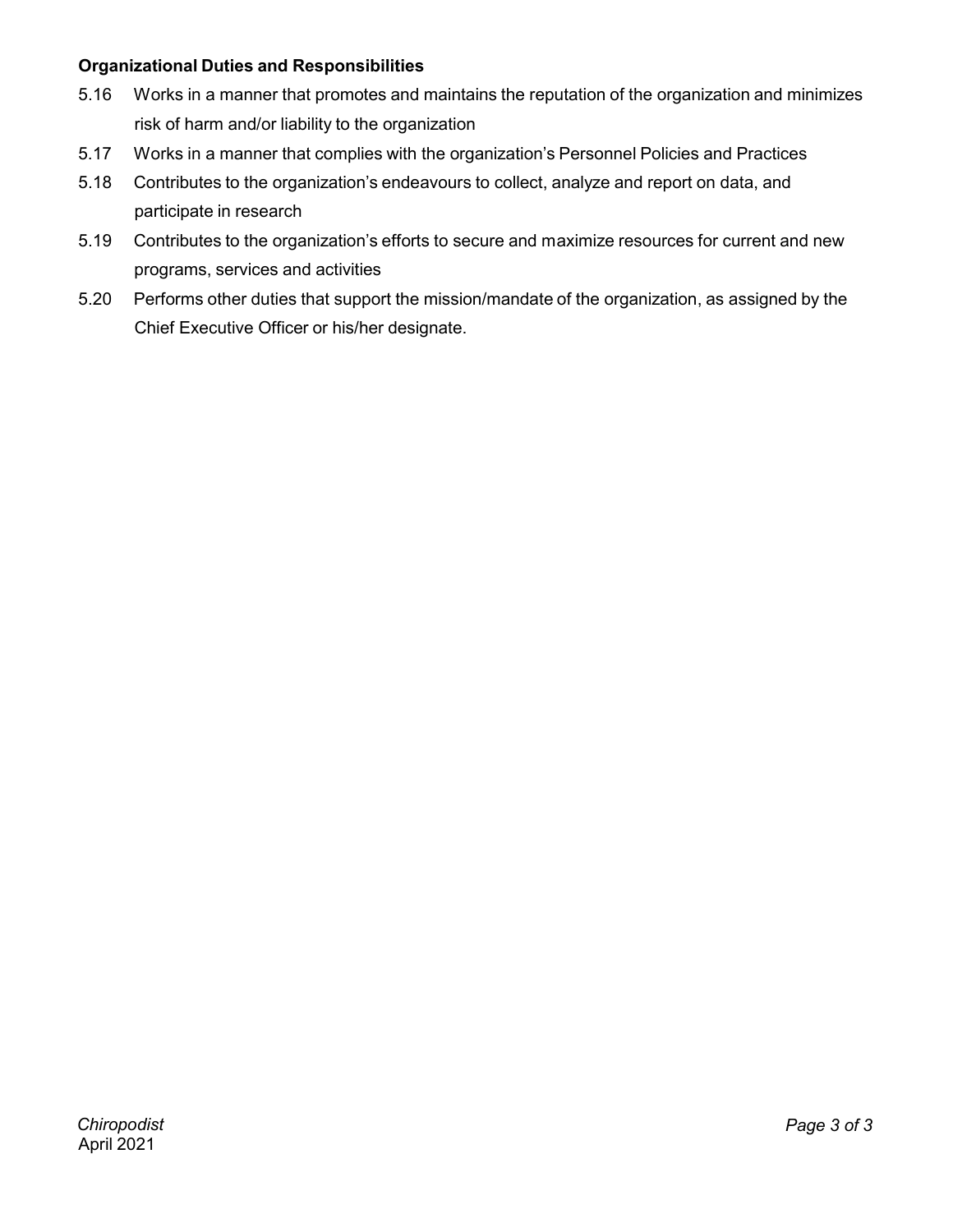**Organizational Duties and Responsibilities**

5.16 Works in a manner that promotes and maintains the reputation of the organization and minimizes risk of harm and/or liability to the organization

5.17 Works in a manner that complies with the organization's Personnel Policies and Practices

5.18 Contributes to the organization's endeavours to collect, analyze and report on data, and participate in research

5.19 Contributes to the organization's efforts to secure and maximize resources for current and new programs, services and activities

5.20 Performs other duties that support the mission/mandate of the organization, as assigned by the Chief Executive Officer or his/her designate.